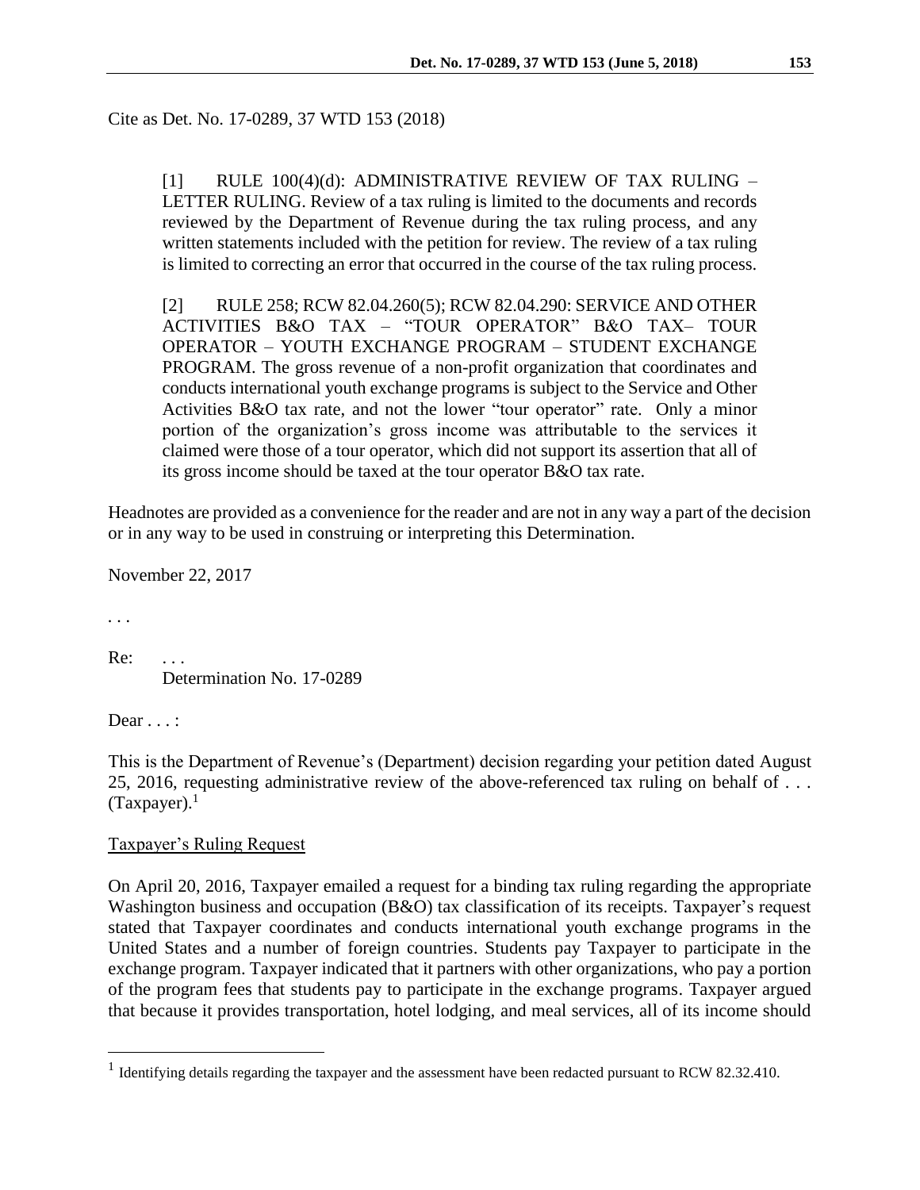Cite as Det. No. 17-0289, 37 WTD 153 (2018)

> [1] RULE 100(4)(d): ADMINISTRATIVE REVIEW OF TAX RULING – LETTER RULING. Review of a tax ruling is limited to the documents and records reviewed by the Department of Revenue during the tax ruling process, and any written statements included with the petition for review. The review of a tax ruling is limited to correcting an error that occurred in the course of the tax ruling process.
>
> [2] RULE 258; RCW 82.04.260(5); RCW 82.04.290: SERVICE AND OTHER ACTIVITIES B&O TAX – "TOUR OPERATOR" B&O TAX– TOUR OPERATOR – YOUTH EXCHANGE PROGRAM – STUDENT EXCHANGE PROGRAM. The gross revenue of a non-profit organization that coordinates and conducts international youth exchange programs is subject to the Service and Other Activities B&O tax rate, and not the lower "tour operator" rate. Only a minor portion of the organization's gross income was attributable to the services it claimed were those of a tour operator, which did not support its assertion that all of its gross income should be taxed at the tour operator B&O tax rate.

Headnotes are provided as a convenience for the reader and are not in any way a part of the decision or in any way to be used in construing or interpreting this Determination.

November 22, 2017

. . .

Re: . . .
Determination No. 17-0289

Dear . . . :

This is the Department of Revenue's (Department) decision regarding your petition dated August 25, 2016, requesting administrative review of the above-referenced tax ruling on behalf of . . . (Taxpayer).[1]

Taxpayer's Ruling Request

On April 20, 2016, Taxpayer emailed a request for a binding tax ruling regarding the appropriate Washington business and occupation (B&O) tax classification of its receipts. Taxpayer's request stated that Taxpayer coordinates and conducts international youth exchange programs in the United States and a number of foreign countries. Students pay Taxpayer to participate in the exchange program. Taxpayer indicated that it partners with other organizations, who pay a portion of the program fees that students pay to participate in the exchange programs. Taxpayer argued that because it provides transportation, hotel lodging, and meal services, all of its income should

[1] Identifying details regarding the taxpayer and the assessment have been redacted pursuant to RCW 82.32.410.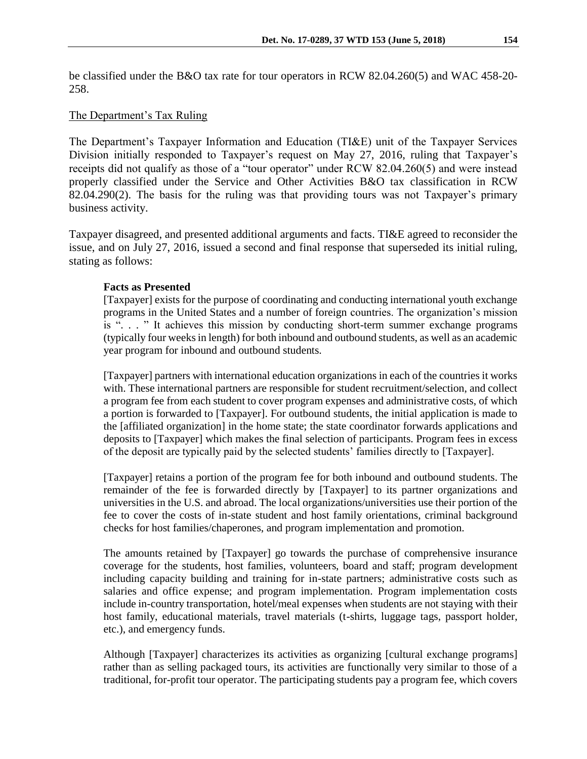be classified under the B&O tax rate for tour operators in RCW 82.04.260(5) and WAC 458-20-258.

The Department's Tax Ruling

The Department's Taxpayer Information and Education (TI&E) unit of the Taxpayer Services Division initially responded to Taxpayer's request on May 27, 2016, ruling that Taxpayer's receipts did not qualify as those of a "tour operator" under RCW 82.04.260(5) and were instead properly classified under the Service and Other Activities B&O tax classification in RCW 82.04.290(2). The basis for the ruling was that providing tours was not Taxpayer's primary business activity.

Taxpayer disagreed, and presented additional arguments and facts. TI&E agreed to reconsider the issue, and on July 27, 2016, issued a second and final response that superseded its initial ruling, stating as follows:

> **Facts as Presented**
>
> [Taxpayer] exists for the purpose of coordinating and conducting international youth exchange programs in the United States and a number of foreign countries. The organization's mission is ". . . " It achieves this mission by conducting short-term summer exchange programs (typically four weeks in length) for both inbound and outbound students, as well as an academic year program for inbound and outbound students.
>
> [Taxpayer] partners with international education organizations in each of the countries it works with. These international partners are responsible for student recruitment/selection, and collect a program fee from each student to cover program expenses and administrative costs, of which a portion is forwarded to [Taxpayer]. For outbound students, the initial application is made to the [affiliated organization] in the home state; the state coordinator forwards applications and deposits to [Taxpayer] which makes the final selection of participants. Program fees in excess of the deposit are typically paid by the selected students' families directly to [Taxpayer].
>
> [Taxpayer] retains a portion of the program fee for both inbound and outbound students. The remainder of the fee is forwarded directly by [Taxpayer] to its partner organizations and universities in the U.S. and abroad. The local organizations/universities use their portion of the fee to cover the costs of in-state student and host family orientations, criminal background checks for host families/chaperones, and program implementation and promotion.
>
> The amounts retained by [Taxpayer] go towards the purchase of comprehensive insurance coverage for the students, host families, volunteers, board and staff; program development including capacity building and training for in-state partners; administrative costs such as salaries and office expense; and program implementation. Program implementation costs include in-country transportation, hotel/meal expenses when students are not staying with their host family, educational materials, travel materials (t-shirts, luggage tags, passport holder, etc.), and emergency funds.
>
> Although [Taxpayer] characterizes its activities as organizing [cultural exchange programs] rather than as selling packaged tours, its activities are functionally very similar to those of a traditional, for-profit tour operator. The participating students pay a program fee, which covers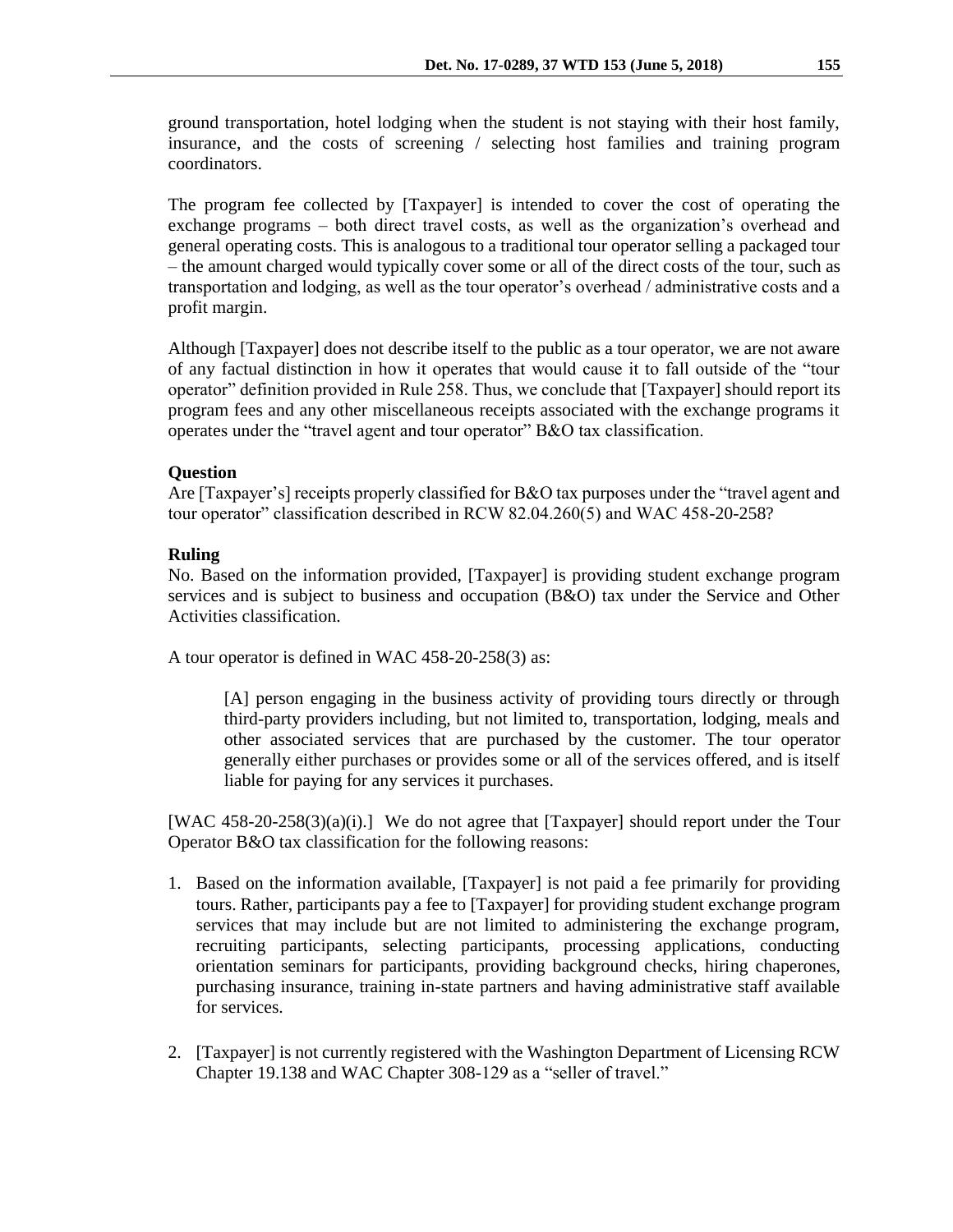ground transportation, hotel lodging when the student is not staying with their host family, insurance, and the costs of screening / selecting host families and training program coordinators.

The program fee collected by [Taxpayer] is intended to cover the cost of operating the exchange programs – both direct travel costs, as well as the organization's overhead and general operating costs. This is analogous to a traditional tour operator selling a packaged tour – the amount charged would typically cover some or all of the direct costs of the tour, such as transportation and lodging, as well as the tour operator's overhead / administrative costs and a profit margin.

Although [Taxpayer] does not describe itself to the public as a tour operator, we are not aware of any factual distinction in how it operates that would cause it to fall outside of the "tour operator" definition provided in Rule 258. Thus, we conclude that [Taxpayer] should report its program fees and any other miscellaneous receipts associated with the exchange programs it operates under the "travel agent and tour operator" B&O tax classification.

**Question**

Are [Taxpayer's] receipts properly classified for B&O tax purposes under the "travel agent and tour operator" classification described in RCW 82.04.260(5) and WAC 458-20-258?

**Ruling**

No. Based on the information provided, [Taxpayer] is providing student exchange program services and is subject to business and occupation (B&O) tax under the Service and Other Activities classification.

A tour operator is defined in WAC 458-20-258(3) as:

> [A] person engaging in the business activity of providing tours directly or through third-party providers including, but not limited to, transportation, lodging, meals and other associated services that are purchased by the customer. The tour operator generally either purchases or provides some or all of the services offered, and is itself liable for paying for any services it purchases.

[WAC 458-20-258(3)(a)(i).] We do not agree that [Taxpayer] should report under the Tour Operator B&O tax classification for the following reasons:

1. Based on the information available, [Taxpayer] is not paid a fee primarily for providing tours. Rather, participants pay a fee to [Taxpayer] for providing student exchange program services that may include but are not limited to administering the exchange program, recruiting participants, selecting participants, processing applications, conducting orientation seminars for participants, providing background checks, hiring chaperones, purchasing insurance, training in-state partners and having administrative staff available for services.

2. [Taxpayer] is not currently registered with the Washington Department of Licensing RCW Chapter 19.138 and WAC Chapter 308-129 as a "seller of travel."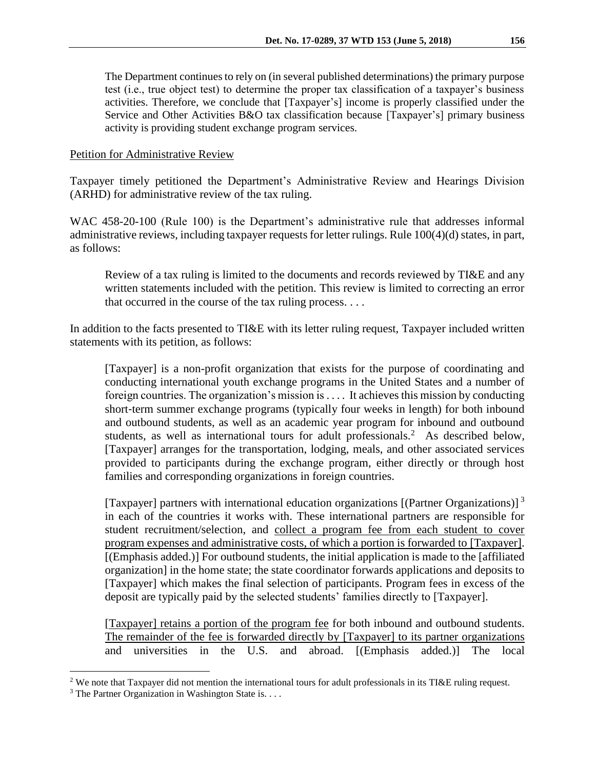The Department continues to rely on (in several published determinations) the primary purpose test (i.e., true object test) to determine the proper tax classification of a taxpayer's business activities. Therefore, we conclude that [Taxpayer's] income is properly classified under the Service and Other Activities B&O tax classification because [Taxpayer's] primary business activity is providing student exchange program services.

Petition for Administrative Review

Taxpayer timely petitioned the Department's Administrative Review and Hearings Division (ARHD) for administrative review of the tax ruling.

WAC 458-20-100 (Rule 100) is the Department's administrative rule that addresses informal administrative reviews, including taxpayer requests for letter rulings. Rule 100(4)(d) states, in part, as follows:

> Review of a tax ruling is limited to the documents and records reviewed by TI&E and any written statements included with the petition. This review is limited to correcting an error that occurred in the course of the tax ruling process. . . .

In addition to the facts presented to TI&E with its letter ruling request, Taxpayer included written statements with its petition, as follows:

> [Taxpayer] is a non-profit organization that exists for the purpose of coordinating and conducting international youth exchange programs in the United States and a number of foreign countries. The organization's mission is . . . . It achieves this mission by conducting short-term summer exchange programs (typically four weeks in length) for both inbound and outbound students, as well as an academic year program for inbound and outbound students, as well as international tours for adult professionals.[2] As described below, [Taxpayer] arranges for the transportation, lodging, meals, and other associated services provided to participants during the exchange program, either directly or through host families and corresponding organizations in foreign countries.
>
> [Taxpayer] partners with international education organizations [(Partner Organizations)][3] in each of the countries it works with. These international partners are responsible for student recruitment/selection, and collect a program fee from each student to cover program expenses and administrative costs, of which a portion is forwarded to [Taxpayer]. [(Emphasis added.)] For outbound students, the initial application is made to the [affiliated organization] in the home state; the state coordinator forwards applications and deposits to [Taxpayer] which makes the final selection of participants. Program fees in excess of the deposit are typically paid by the selected students' families directly to [Taxpayer].
>
> [Taxpayer] retains a portion of the program fee for both inbound and outbound students. The remainder of the fee is forwarded directly by [Taxpayer] to its partner organizations and universities in the U.S. and abroad. [(Emphasis added.)] The local

[2] We note that Taxpayer did not mention the international tours for adult professionals in its TI&E ruling request.

[3] The Partner Organization in Washington State is. . . .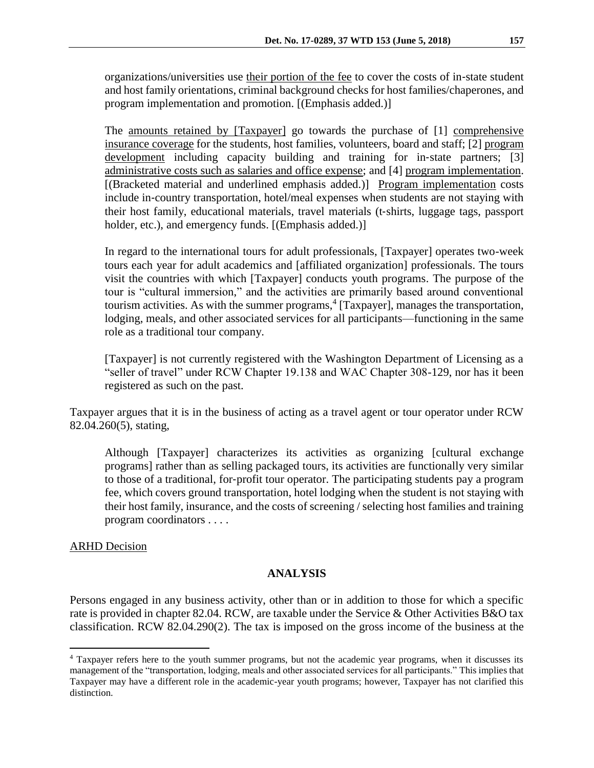organizations/universities use their portion of the fee to cover the costs of in-state student and host family orientations, criminal background checks for host families/chaperones, and program implementation and promotion. [(Emphasis added.)]

> The amounts retained by [Taxpayer] go towards the purchase of [1] comprehensive insurance coverage for the students, host families, volunteers, board and staff; [2] program development including capacity building and training for in-state partners; [3] administrative costs such as salaries and office expense; and [4] program implementation. [(Bracketed material and underlined emphasis added.)] Program implementation costs include in-country transportation, hotel/meal expenses when students are not staying with their host family, educational materials, travel materials (t-shirts, luggage tags, passport holder, etc.), and emergency funds. [(Emphasis added.)]
>
> In regard to the international tours for adult professionals, [Taxpayer] operates two-week tours each year for adult academics and [affiliated organization] professionals. The tours visit the countries with which [Taxpayer] conducts youth programs. The purpose of the tour is "cultural immersion," and the activities are primarily based around conventional tourism activities. As with the summer programs,[4] [Taxpayer], manages the transportation, lodging, meals, and other associated services for all participants—functioning in the same role as a traditional tour company.
>
> [Taxpayer] is not currently registered with the Washington Department of Licensing as a "seller of travel" under RCW Chapter 19.138 and WAC Chapter 308-129, nor has it been registered as such on the past.

Taxpayer argues that it is in the business of acting as a travel agent or tour operator under RCW 82.04.260(5), stating,

> Although [Taxpayer] characterizes its activities as organizing [cultural exchange programs] rather than as selling packaged tours, its activities are functionally very similar to those of a traditional, for-profit tour operator. The participating students pay a program fee, which covers ground transportation, hotel lodging when the student is not staying with their host family, insurance, and the costs of screening / selecting host families and training program coordinators . . . .

ARHD Decision

## ANALYSIS

Persons engaged in any business activity, other than or in addition to those for which a specific rate is provided in chapter 82.04. RCW, are taxable under the Service & Other Activities B&O tax classification. RCW 82.04.290(2). The tax is imposed on the gross income of the business at the

[4] Taxpayer refers here to the youth summer programs, but not the academic year programs, when it discusses its management of the "transportation, lodging, meals and other associated services for all participants." This implies that Taxpayer may have a different role in the academic-year youth programs; however, Taxpayer has not clarified this distinction.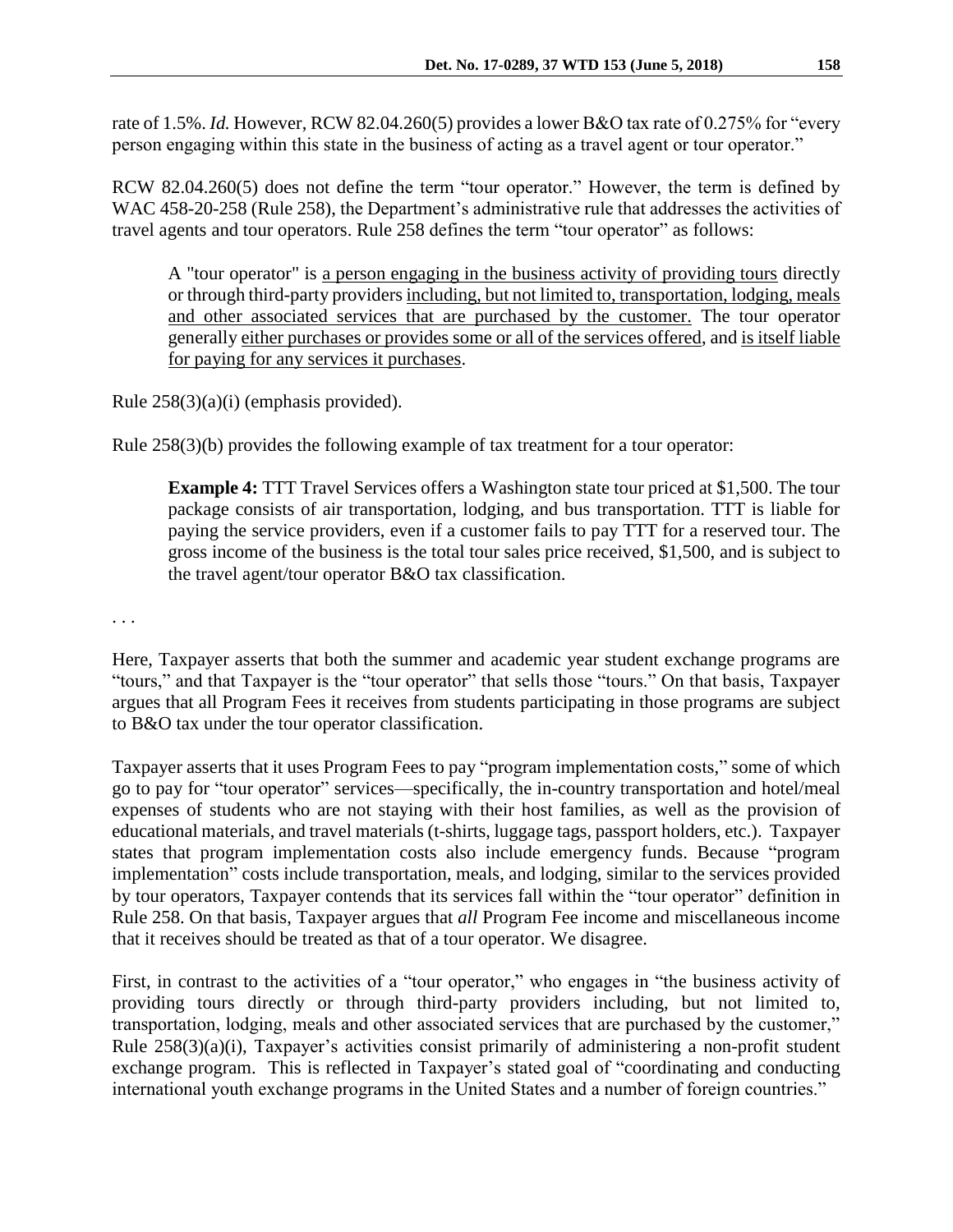rate of 1.5%. *Id.* However, RCW 82.04.260(5) provides a lower B&O tax rate of 0.275% for "every person engaging within this state in the business of acting as a travel agent or tour operator."

RCW 82.04.260(5) does not define the term "tour operator." However, the term is defined by WAC 458-20-258 (Rule 258), the Department's administrative rule that addresses the activities of travel agents and tour operators. Rule 258 defines the term "tour operator" as follows:

> A "tour operator" is <u>a person engaging in the business activity of providing tours</u> directly or through third-party providers <u>including, but not limited to, transportation, lodging, meals and other associated services that are purchased by the customer.</u> The tour operator generally <u>either purchases or provides some or all of the services offered</u>, and <u>is itself liable for paying for any services it purchases</u>.

Rule 258(3)(a)(i) (emphasis provided).

Rule 258(3)(b) provides the following example of tax treatment for a tour operator:

> **Example 4:** TTT Travel Services offers a Washington state tour priced at $1,500. The tour package consists of air transportation, lodging, and bus transportation. TTT is liable for paying the service providers, even if a customer fails to pay TTT for a reserved tour. The gross income of the business is the total tour sales price received, $1,500, and is subject to the travel agent/tour operator B&O tax classification.

. . .

Here, Taxpayer asserts that both the summer and academic year student exchange programs are "tours," and that Taxpayer is the "tour operator" that sells those "tours." On that basis, Taxpayer argues that all Program Fees it receives from students participating in those programs are subject to B&O tax under the tour operator classification.

Taxpayer asserts that it uses Program Fees to pay "program implementation costs," some of which go to pay for "tour operator" services—specifically, the in-country transportation and hotel/meal expenses of students who are not staying with their host families, as well as the provision of educational materials, and travel materials (t-shirts, luggage tags, passport holders, etc.). Taxpayer states that program implementation costs also include emergency funds. Because "program implementation" costs include transportation, meals, and lodging, similar to the services provided by tour operators, Taxpayer contends that its services fall within the "tour operator" definition in Rule 258. On that basis, Taxpayer argues that *all* Program Fee income and miscellaneous income that it receives should be treated as that of a tour operator. We disagree.

First, in contrast to the activities of a "tour operator," who engages in "the business activity of providing tours directly or through third-party providers including, but not limited to, transportation, lodging, meals and other associated services that are purchased by the customer," Rule 258(3)(a)(i), Taxpayer's activities consist primarily of administering a non-profit student exchange program. This is reflected in Taxpayer's stated goal of "coordinating and conducting international youth exchange programs in the United States and a number of foreign countries."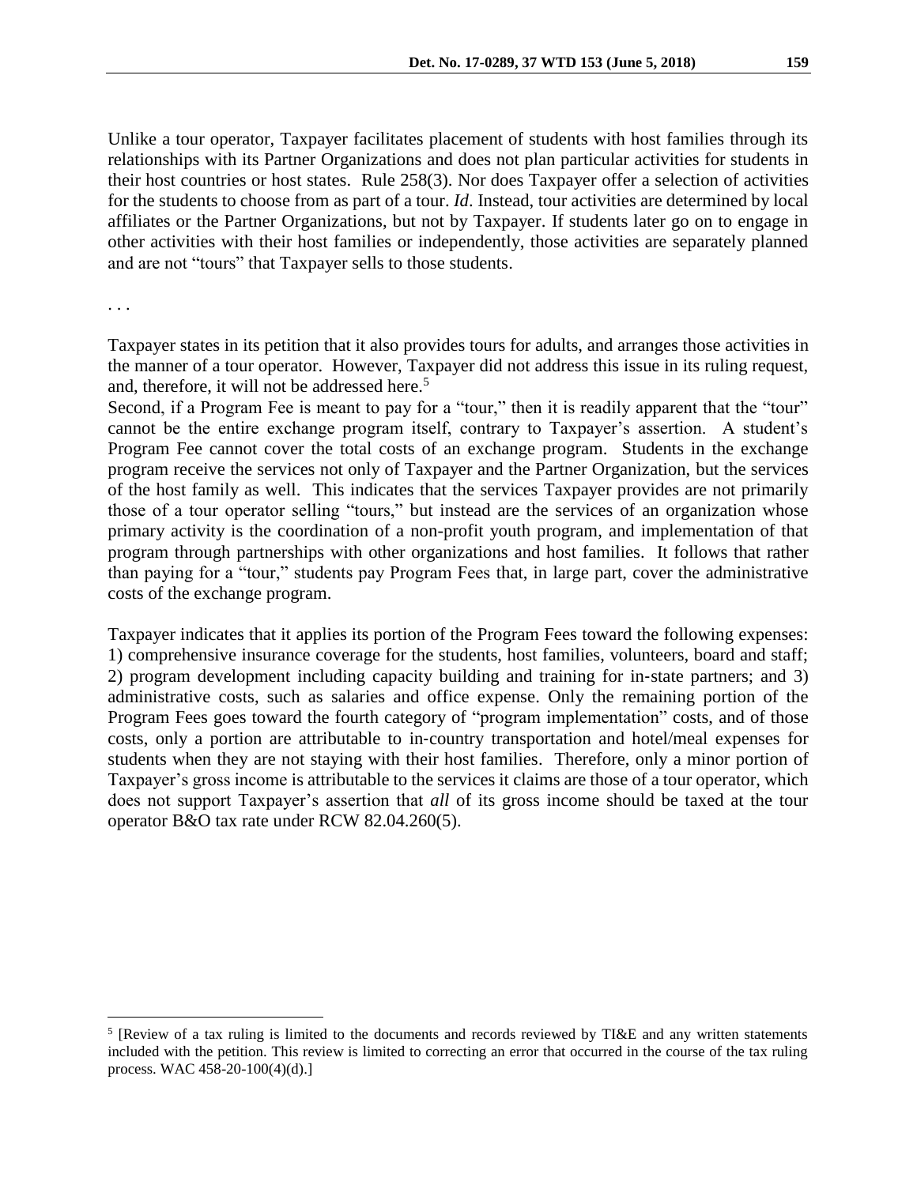Unlike a tour operator, Taxpayer facilitates placement of students with host families through its relationships with its Partner Organizations and does not plan particular activities for students in their host countries or host states. Rule 258(3). Nor does Taxpayer offer a selection of activities for the students to choose from as part of a tour. *Id*. Instead, tour activities are determined by local affiliates or the Partner Organizations, but not by Taxpayer. If students later go on to engage in other activities with their host families or independently, those activities are separately planned and are not "tours" that Taxpayer sells to those students.

. . .

Taxpayer states in its petition that it also provides tours for adults, and arranges those activities in the manner of a tour operator. However, Taxpayer did not address this issue in its ruling request, and, therefore, it will not be addressed here.[5]

Second, if a Program Fee is meant to pay for a "tour," then it is readily apparent that the "tour" cannot be the entire exchange program itself, contrary to Taxpayer's assertion. A student's Program Fee cannot cover the total costs of an exchange program. Students in the exchange program receive the services not only of Taxpayer and the Partner Organization, but the services of the host family as well. This indicates that the services Taxpayer provides are not primarily those of a tour operator selling "tours," but instead are the services of an organization whose primary activity is the coordination of a non-profit youth program, and implementation of that program through partnerships with other organizations and host families. It follows that rather than paying for a "tour," students pay Program Fees that, in large part, cover the administrative costs of the exchange program.

Taxpayer indicates that it applies its portion of the Program Fees toward the following expenses: 1) comprehensive insurance coverage for the students, host families, volunteers, board and staff; 2) program development including capacity building and training for in-state partners; and 3) administrative costs, such as salaries and office expense. Only the remaining portion of the Program Fees goes toward the fourth category of "program implementation" costs, and of those costs, only a portion are attributable to in-country transportation and hotel/meal expenses for students when they are not staying with their host families. Therefore, only a minor portion of Taxpayer's gross income is attributable to the services it claims are those of a tour operator, which does not support Taxpayer's assertion that *all* of its gross income should be taxed at the tour operator B&O tax rate under RCW 82.04.260(5).

---

[5] [Review of a tax ruling is limited to the documents and records reviewed by TI&E and any written statements included with the petition. This review is limited to correcting an error that occurred in the course of the tax ruling process. WAC 458-20-100(4)(d).]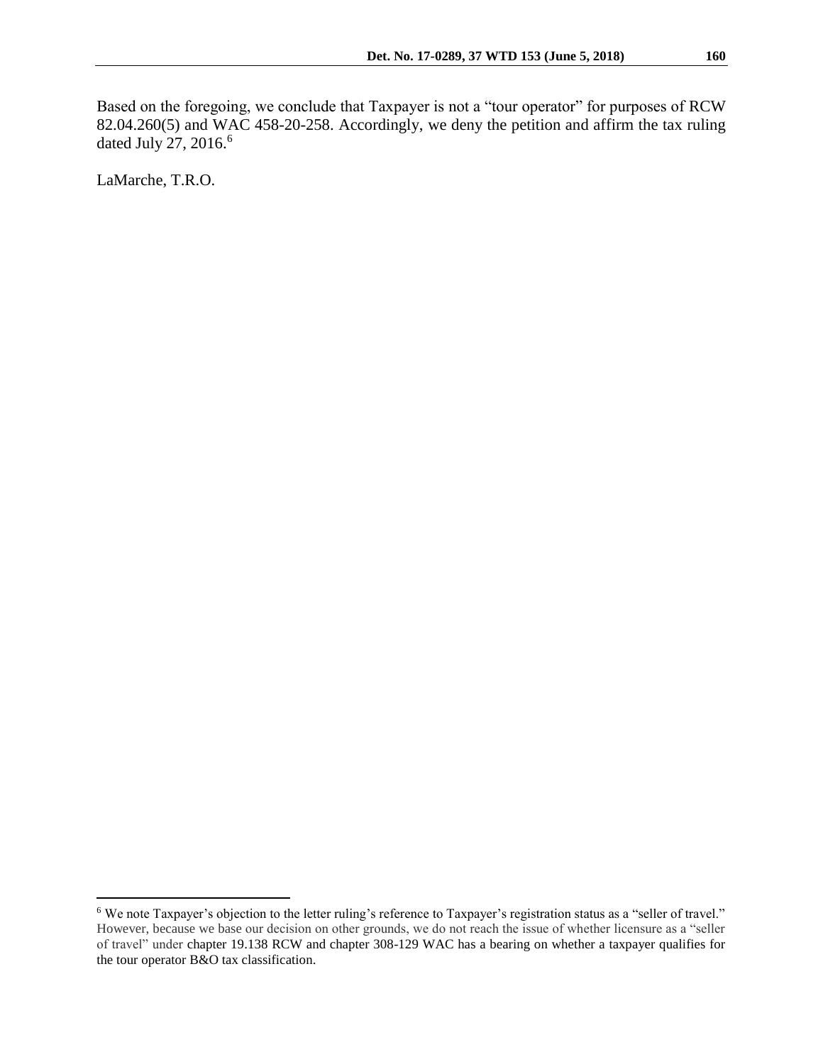Based on the foregoing, we conclude that Taxpayer is not a "tour operator" for purposes of RCW 82.04.260(5) and WAC 458-20-258. Accordingly, we deny the petition and affirm the tax ruling dated July 27, 2016.[6]

LaMarche, T.R.O.

---

[6] We note Taxpayer's objection to the letter ruling's reference to Taxpayer's registration status as a "seller of travel." However, because we base our decision on other grounds, we do not reach the issue of whether licensure as a "seller of travel" under chapter 19.138 RCW and chapter 308-129 WAC has a bearing on whether a taxpayer qualifies for the tour operator B&O tax classification.